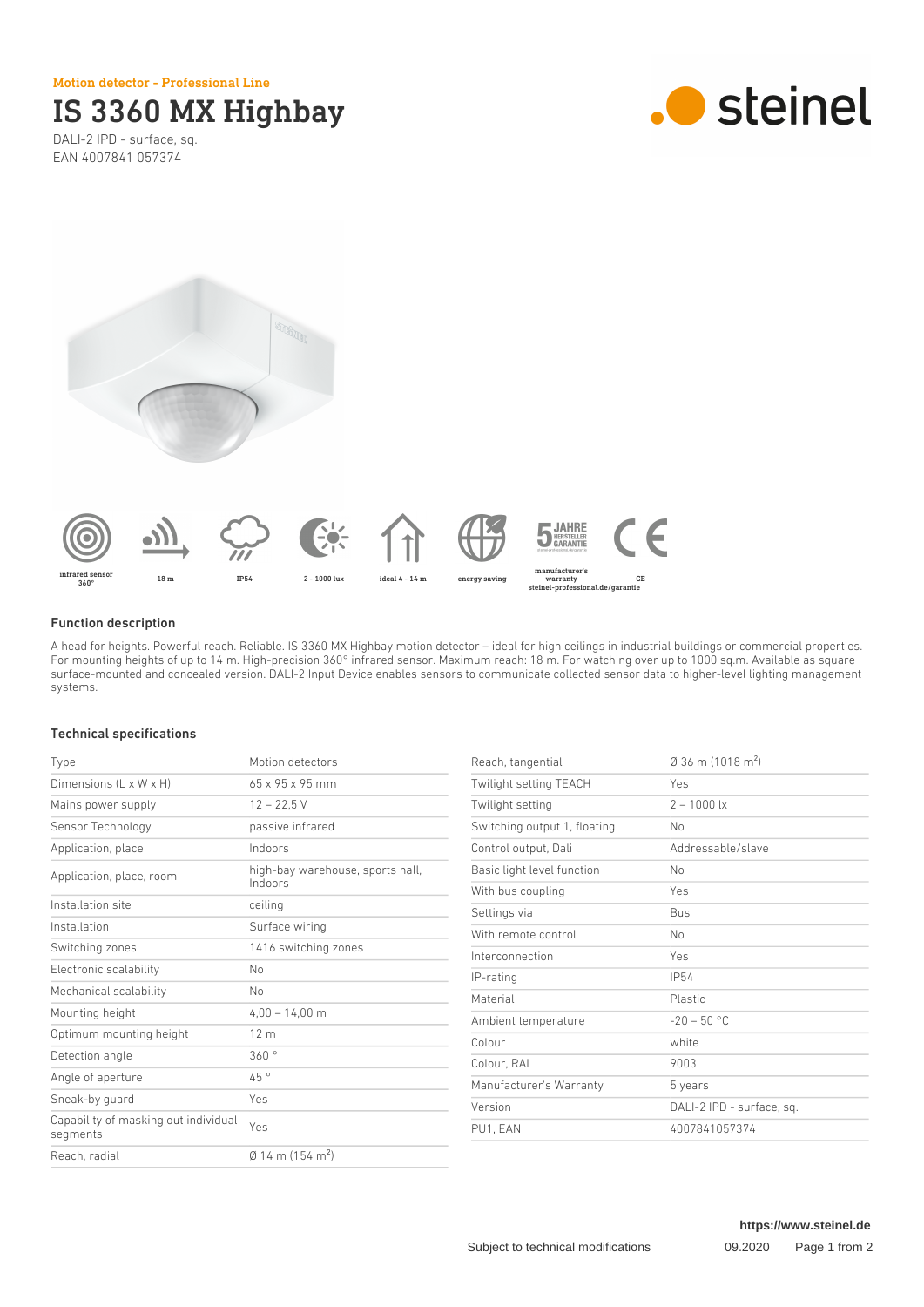Motion detector - Professional Line

# IS 3360 MX Highbay

DALI-2 IPD - surface, sq.
EAN 4007841 057374

steinel

infrared sensor 360° | 18 m | IP54 | 2 - 1000 lux | ideal 4 - 14 m | energy saving | manufacturer's warranty steinel-professional.de/garantie | CE

## Function description

A head for heights. Powerful reach. Reliable. IS 3360 MX Highbay motion detector – ideal for high ceilings in industrial buildings or commercial properties. For mounting heights of up to 14 m. High-precision 360° infrared sensor. Maximum reach: 18 m. For watching over up to 1000 sq.m. Available as square surface-mounted and concealed version. DALI-2 Input Device enables sensors to communicate collected sensor data to higher-level lighting management systems.

## Technical specifications

| | |
|---|---|
| Type | Motion detectors |
| Dimensions (L x W x H) | 65 x 95 x 95 mm |
| Mains power supply | 12 – 22,5 V |
| Sensor Technology | passive infrared |
| Application, place | Indoors |
| Application, place, room | high-bay warehouse, sports hall, Indoors |
| Installation site | ceiling |
| Installation | Surface wiring |
| Switching zones | 1416 switching zones |
| Electronic scalability | No |
| Mechanical scalability | No |
| Mounting height | 4,00 – 14,00 m |
| Optimum mounting height | 12 m |
| Detection angle | 360 ° |
| Angle of aperture | 45 ° |
| Sneak-by guard | Yes |
| Capability of masking out individual segments | Yes |
| Reach, radial | Ø 14 m (154 m$^2$) |
| Reach, tangential | Ø 36 m (1018 m$^2$) |
| Twilight setting TEACH | Yes |
| Twilight setting | 2 – 1000 lx |
| Switching output 1, floating | No |
| Control output, Dali | Addressable/slave |
| Basic light level function | No |
| With bus coupling | Yes |
| Settings via | Bus |
| With remote control | No |
| Interconnection | Yes |
| IP-rating | IP54 |
| Material | Plastic |
| Ambient temperature | -20 – 50 °C |
| Colour | white |
| Colour, RAL | 9003 |
| Manufacturer's Warranty | 5 years |
| Version | DALI-2 IPD - surface, sq. |
| PU1, EAN | 4007841057374 |

https://www.steinel.de

Subject to technical modifications 09.2020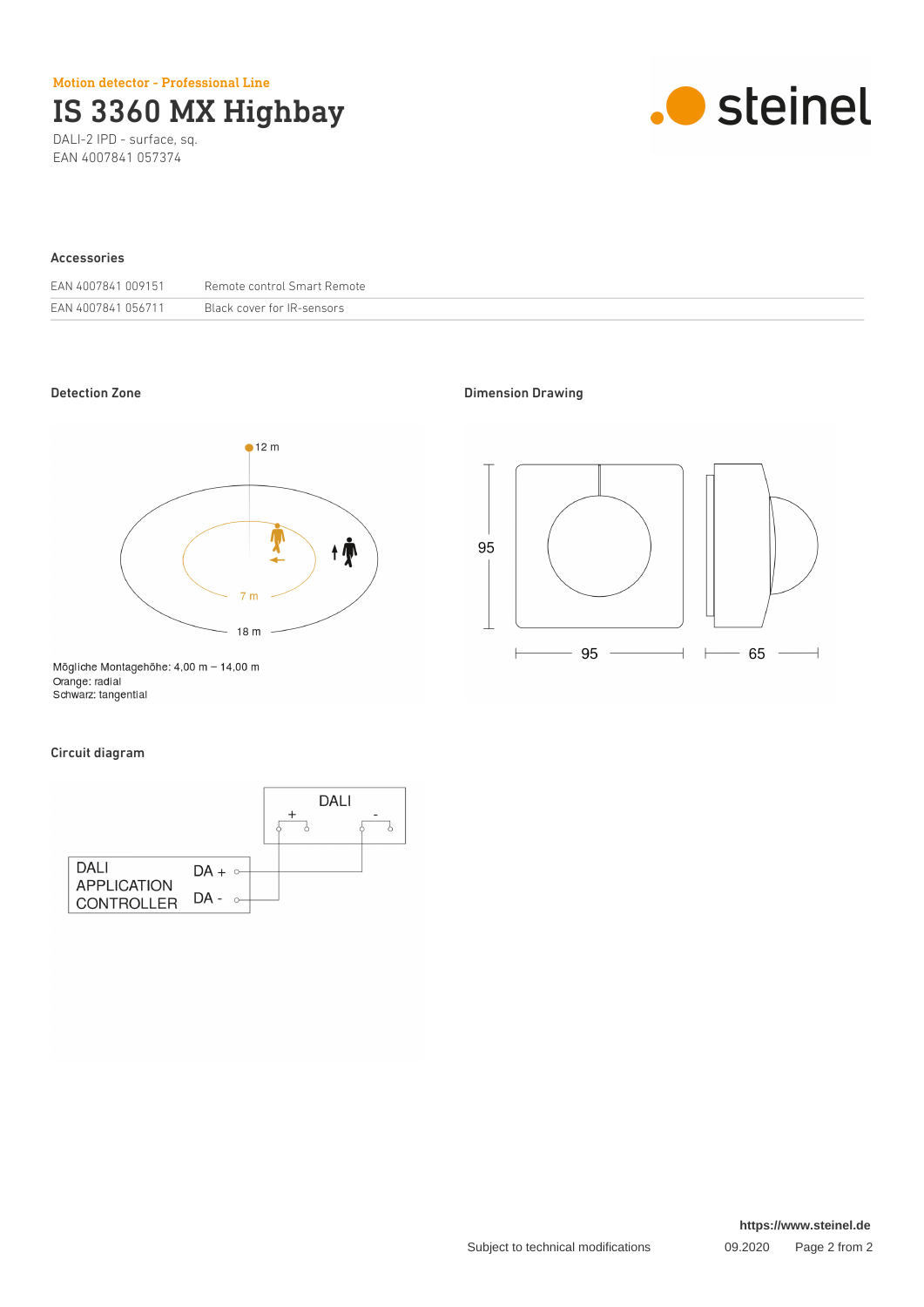Motion detector - Professional Line

# IS 3360 MX Highbay

DALI-2 IPD - surface, sq.
EAN 4007841 057374

## Accessories

| | |
|---|---|
| EAN 4007841 009151 | Remote control Smart Remote |
| EAN 4007841 056711 | Black cover for IR-sensors |

## Detection Zone

12 m
7 m
18 m

Mögliche Montagehöhe: 4,00 m – 14,00 m
Orange: radial
Schwarz: tangential

## Dimension Drawing

95
95
65

## Circuit diagram

DALI
+
-
DALI APPLICATION CONTROLLER
DA +
DA -

Subject to technical modifications

09.2020